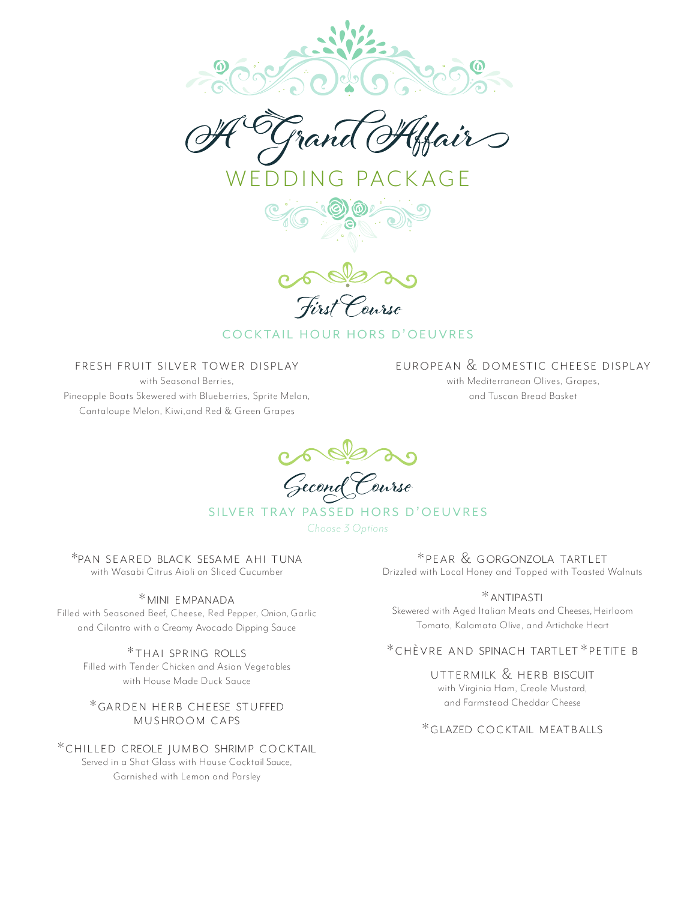# A Grand Affair

## WEDDING PACKAGE

## First Course

### COCKTAIL HOUR HORS D'OEUVRES

**FRESH FRUIT SILVER TOWER DISPLAY**
with Seasonal Berries,
Pineapple Boats Skewered with Blueberries, Sprite Melon,
Cantaloupe Melon, Kiwi,and Red & Green Grapes

**EUROPEAN & DOMESTIC CHEESE DISPLAY**
with Mediterranean Olives, Grapes,
and Tuscan Bread Basket

## Second Course

### SILVER TRAY PASSED HORS D'OEUVRES

*Choose 3 Options*

**\*PAN SEARED BLACK SESAME AHI TUNA**
with Wasabi Citrus Aioli on Sliced Cucumber

**\*MINI EMPANADA**
Filled with Seasoned Beef, Cheese, Red Pepper, Onion, Garlic and Cilantro with a Creamy Avocado Dipping Sauce

**\*THAI SPRING ROLLS**
Filled with Tender Chicken and Asian Vegetables with House Made Duck Sauce

**\*GARDEN HERB CHEESE STUFFED MUSHROOM CAPS**

**\*CHILLED CREOLE JUMBO SHRIMP COCKTAIL**
Served in a Shot Glass with House Cocktail Sauce, Garnished with Lemon and Parsley

**\*PEAR & GORGONZOLA TARTLET**
Drizzled with Local Honey and Topped with Toasted Walnuts

**\*ANTIPASTI**
Skewered with Aged Italian Meats and Cheeses, Heirloom Tomato, Kalamata Olive, and Artichoke Heart

**\*CHÈVRE AND SPINACH TARTLET**

**\*PETITE BUTTERMILK & HERB BISCUIT**
with Virginia Ham, Creole Mustard, and Farmstead Cheddar Cheese

**\*GLAZED COCKTAIL MEATBALLS**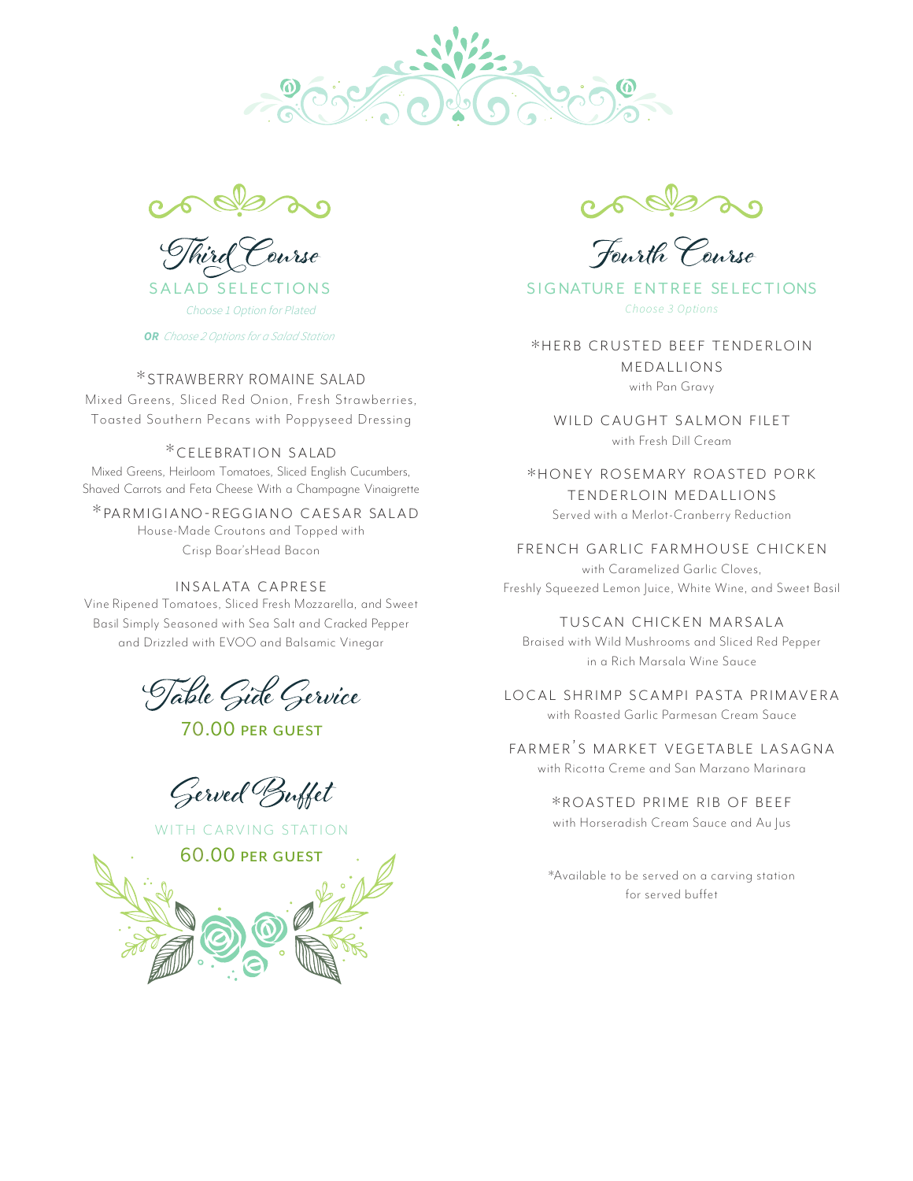## Third Course

### SALAD SELECTIONS

*Choose 1 Option for Plated*

***OR*** *Choose 2 Options for a Salad Station*

**\*STRAWBERRY ROMAINE SALAD**
Mixed Greens, Sliced Red Onion, Fresh Strawberries, Toasted Southern Pecans with Poppyseed Dressing

**\*CELEBRATION SALAD**
Mixed Greens, Heirloom Tomatoes, Sliced English Cucumbers, Shaved Carrots and Feta Cheese With a Champagne Vinaigrette

**\*PARMIGIANO-REGGIANO CAESAR SALAD**
House-Made Croutons and Topped with Crisp Boar'sHead Bacon

**INSALATA CAPRESE**
Vine Ripened Tomatoes, Sliced Fresh Mozzarella, and Sweet Basil Simply Seasoned with Sea Salt and Cracked Pepper and Drizzled with EVOO and Balsamic Vinegar

## Table Side Service

70.00 PER GUEST

## Served Buffet

WITH CARVING STATION

60.00 PER GUEST

## Fourth Course

### SIGNATURE ENTREE SELECTIONS

*Choose 3 Options*

**\*HERB CRUSTED BEEF TENDERLOIN MEDALLIONS**
with Pan Gravy

**WILD CAUGHT SALMON FILET**
with Fresh Dill Cream

**\*HONEY ROSEMARY ROASTED PORK TENDERLOIN MEDALLIONS**
Served with a Merlot-Cranberry Reduction

**FRENCH GARLIC FARMHOUSE CHICKEN**
with Caramelized Garlic Cloves, Freshly Squeezed Lemon Juice, White Wine, and Sweet Basil

**TUSCAN CHICKEN MARSALA**
Braised with Wild Mushrooms and Sliced Red Pepper in a Rich Marsala Wine Sauce

**LOCAL SHRIMP SCAMPI PASTA PRIMAVERA**
with Roasted Garlic Parmesan Cream Sauce

**FARMER'S MARKET VEGETABLE LASAGNA**
with Ricotta Creme and San Marzano Marinara

**\*ROASTED PRIME RIB OF BEEF**
with Horseradish Cream Sauce and Au Jus

\*Available to be served on a carving station for served buffet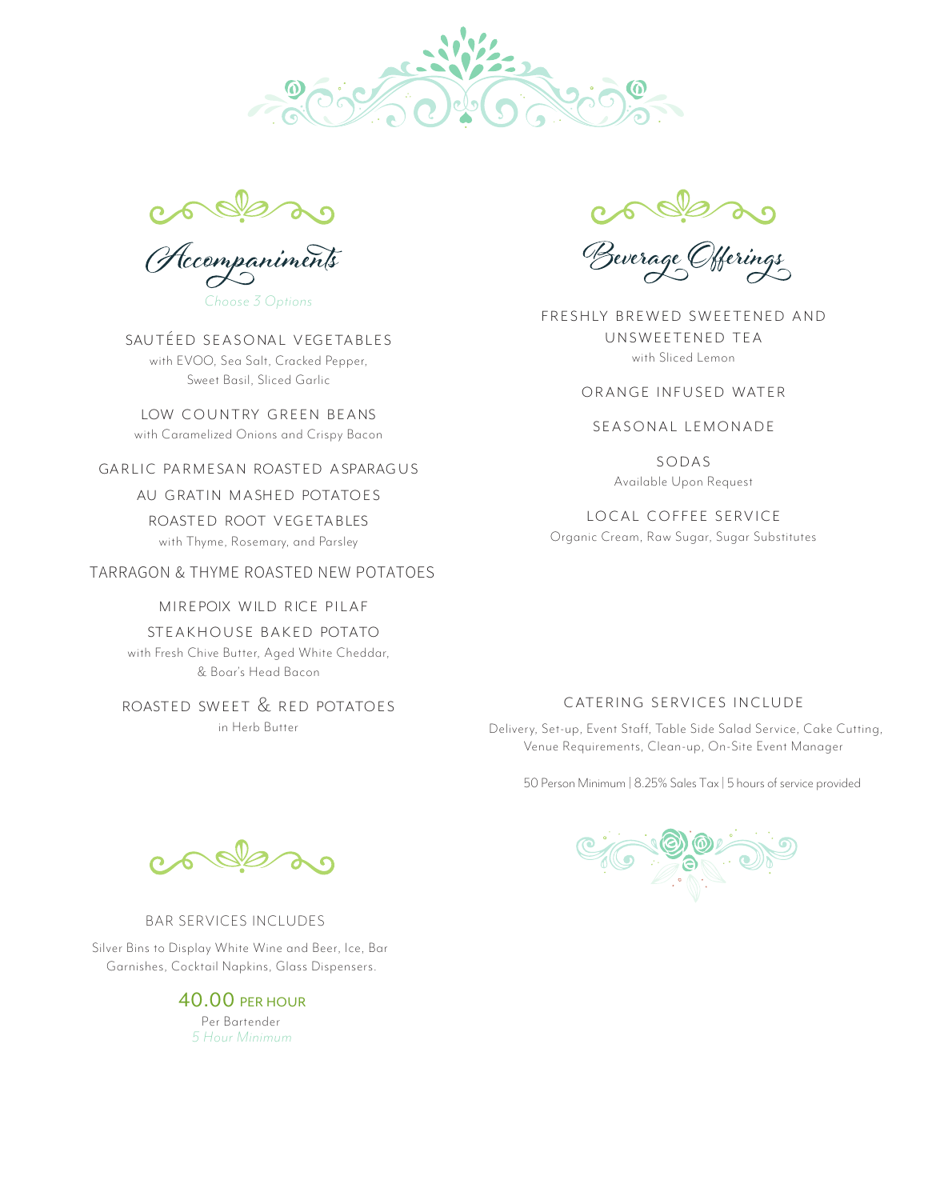## Accompaniments

*Choose 3 Options*

SAUTÉED SEASONAL VEGETABLES
with EVOO, Sea Salt, Cracked Pepper, Sweet Basil, Sliced Garlic

LOW COUNTRY GREEN BEANS
with Caramelized Onions and Crispy Bacon

GARLIC PARMESAN ROASTED ASPARAGUS

AU GRATIN MASHED POTATOES

ROASTED ROOT VEGETABLES
with Thyme, Rosemary, and Parsley

TARRAGON & THYME ROASTED NEW POTATOES

MIREPOIX WILD RICE PILAF

STEAKHOUSE BAKED POTATO
with Fresh Chive Butter, Aged White Cheddar, & Boar's Head Bacon

ROASTED SWEET & RED POTATOES
in Herb Butter

## Beverage Offerings

FRESHLY BREWED SWEETENED AND UNSWEETENED TEA
with Sliced Lemon

ORANGE INFUSED WATER

SEASONAL LEMONADE

SODAS
Available Upon Request

LOCAL COFFEE SERVICE
Organic Cream, Raw Sugar, Sugar Substitutes

CATERING SERVICES INCLUDE

Delivery, Set-up, Event Staff, Table Side Salad Service, Cake Cutting, Venue Requirements, Clean-up, On-Site Event Manager

50 Person Minimum | 8.25% Sales Tax | 5 hours of service provided

BAR SERVICES INCLUDES

Silver Bins to Display White Wine and Beer, Ice, Bar Garnishes, Cocktail Napkins, Glass Dispensers.

40.00 PER HOUR
Per Bartender
*5 Hour Minimum*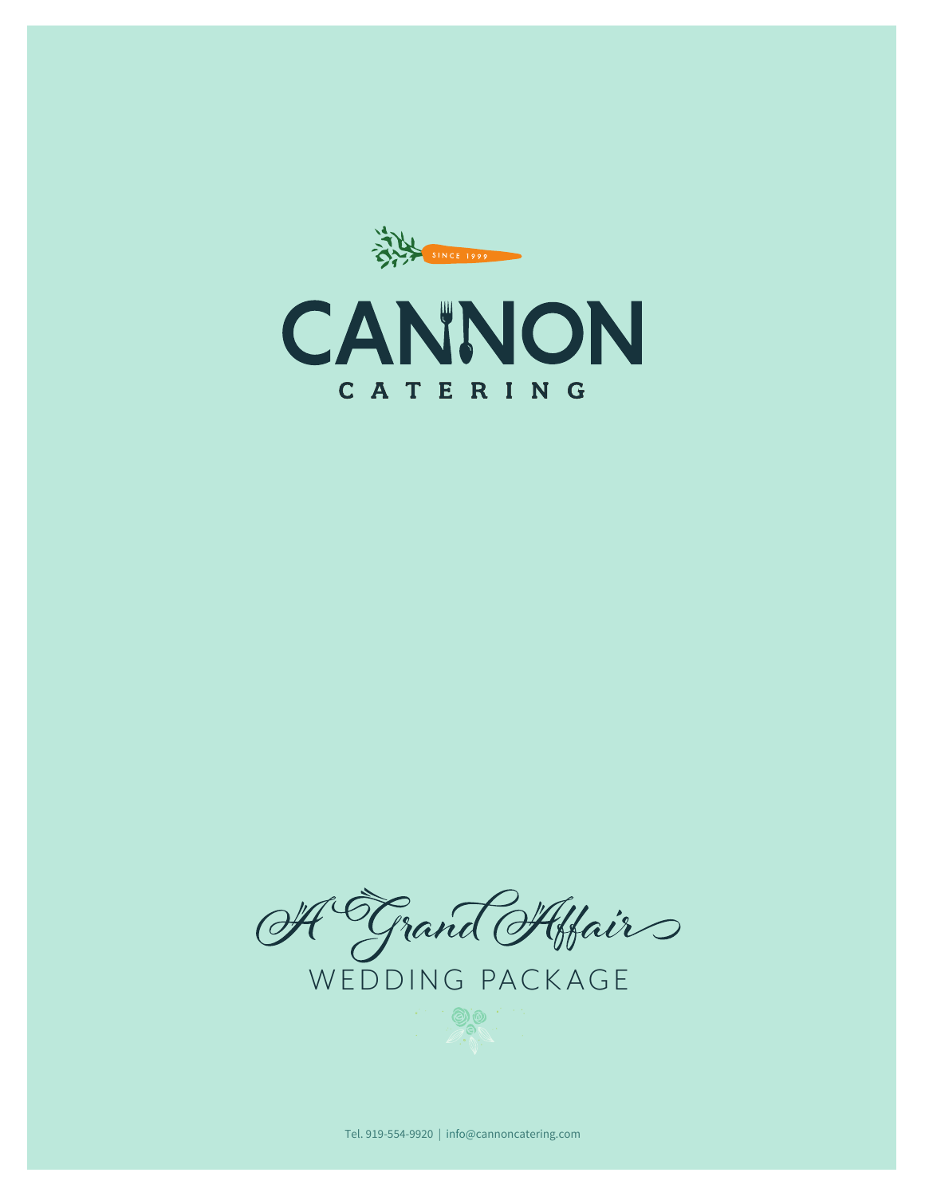SINCE 1999

# CANNON

CATERING

*A Grand Affair*

WEDDING PACKAGE

Tel. 919-554-9920 | info@cannoncatering.com